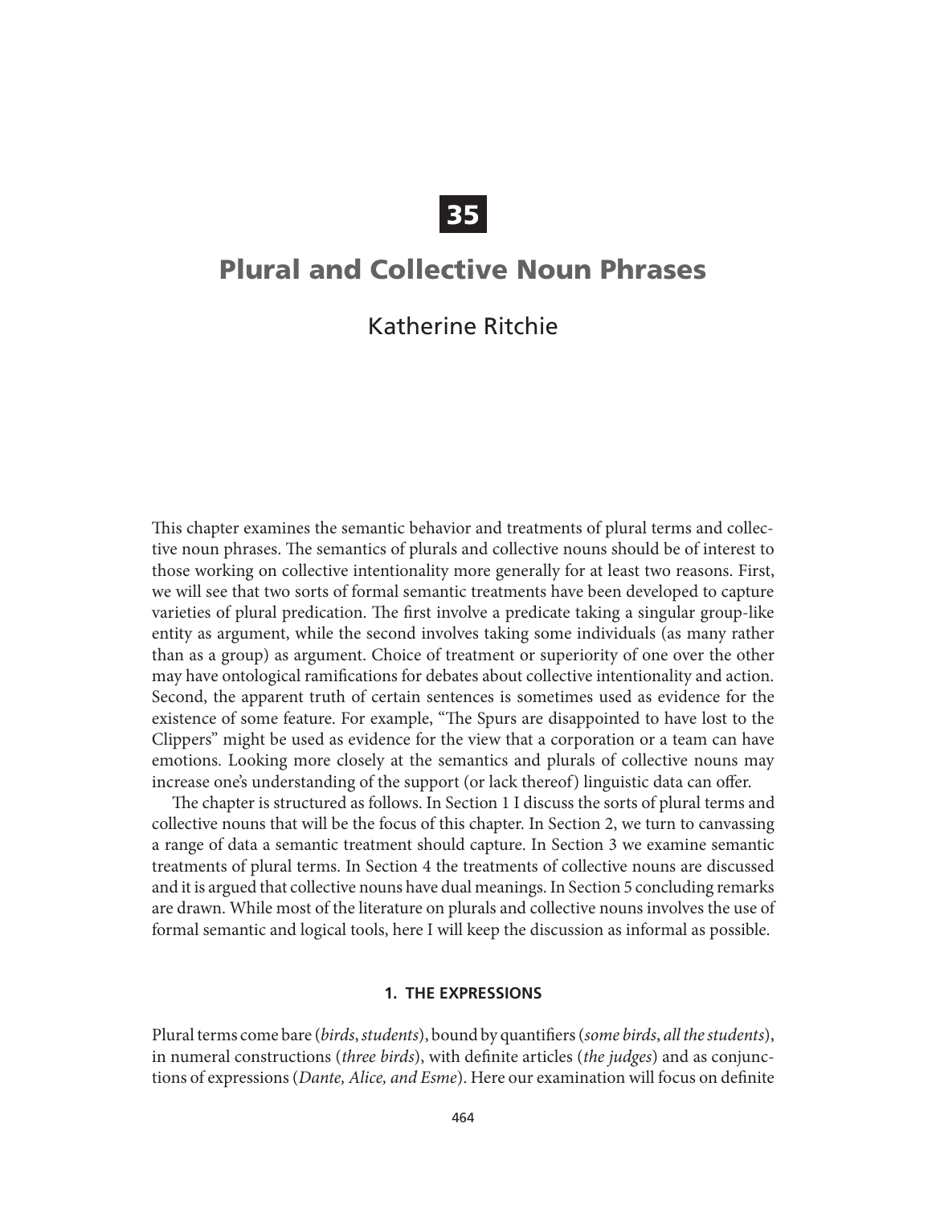# 35

# Plural and Collective Noun Phrases

Katherine Ritchie

This chapter examines the semantic behavior and treatments of plural terms and collective noun phrases. The semantics of plurals and collective nouns should be of interest to those working on collective intentionality more generally for at least two reasons. First, we will see that two sorts of formal semantic treatments have been developed to capture varieties of plural predication. The first involve a predicate taking a singular group-like entity as argument, while the second involves taking some individuals (as many rather than as a group) as argument. Choice of treatment or superiority of one over the other may have ontological ramifications for debates about collective intentionality and action. Second, the apparent truth of certain sentences is sometimes used as evidence for the existence of some feature. For example, "The Spurs are disappointed to have lost to the Clippers" might be used as evidence for the view that a corporation or a team can have emotions. Looking more closely at the semantics and plurals of collective nouns may increase one's understanding of the support (or lack thereof) linguistic data can offer.

The chapter is structured as follows. In Section 1 I discuss the sorts of plural terms and collective nouns that will be the focus of this chapter. In Section 2, we turn to canvassing a range of data a semantic treatment should capture. In Section 3 we examine semantic treatments of plural terms. In Section 4 the treatments of collective nouns are discussed and it is argued that collective nouns have dual meanings. In Section 5 concluding remarks are drawn. While most of the literature on plurals and collective nouns involves the use of formal semantic and logical tools, here I will keep the discussion as informal as possible.

## 1. THE EXPRESSIONS

Plural terms come bare (*birds*, *students*), bound by quantifiers (*some birds*, *all the students*), in numeral constructions (*three birds*), with definite articles (*the judges*) and as conjunctions of expressions (*Dante, Alice, and Esme*). Here our examination will focus on definite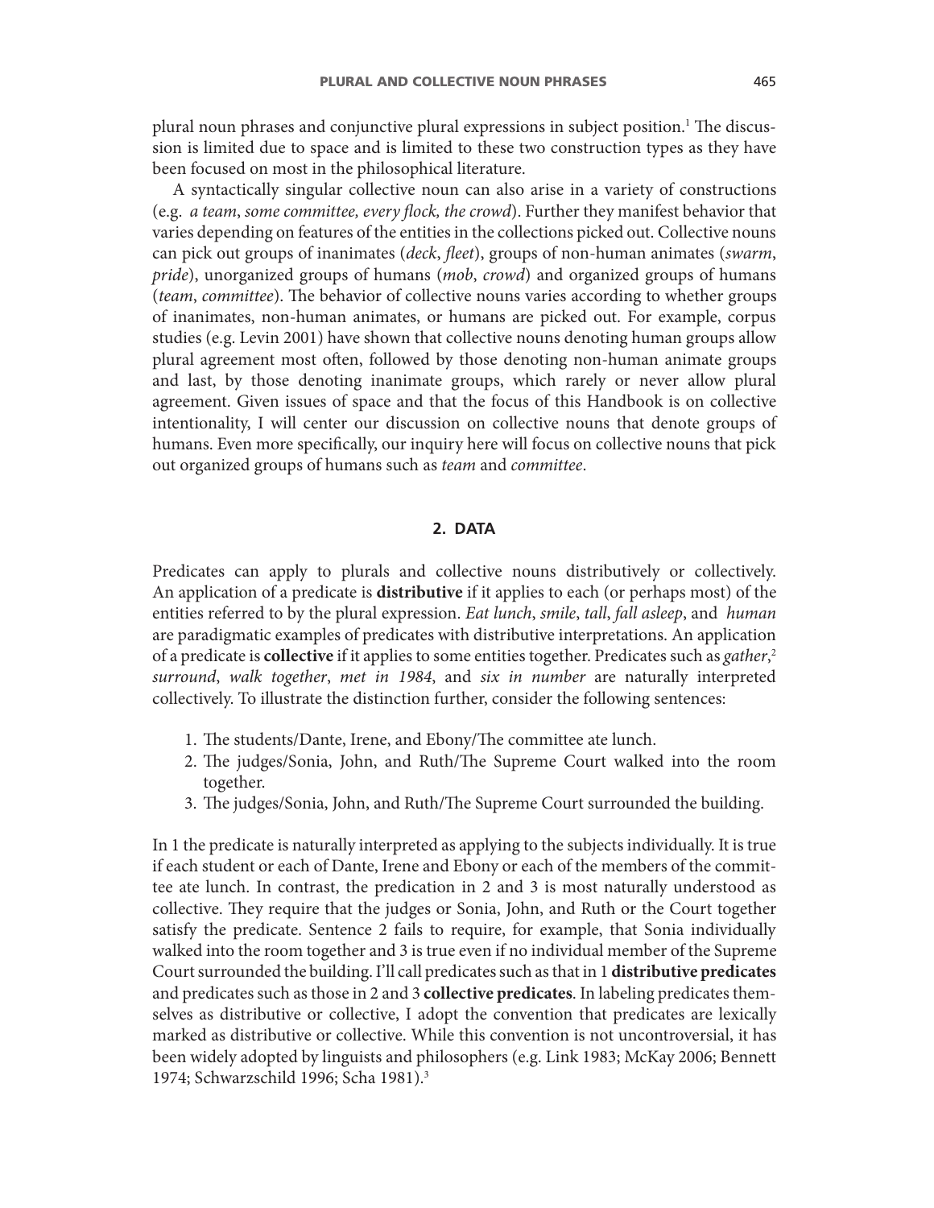plural noun phrases and conjunctive plural expressions in subject position.[1] The discussion is limited due to space and is limited to these two construction types as they have been focused on most in the philosophical literature.

A syntactically singular collective noun can also arise in a variety of constructions (e.g. *a team*, *some committee, every flock, the crowd*). Further they manifest behavior that varies depending on features of the entities in the collections picked out. Collective nouns can pick out groups of inanimates (*deck*, *fleet*), groups of non-human animates (*swarm*, *pride*), unorganized groups of humans (*mob*, *crowd*) and organized groups of humans (*team*, *committee*). The behavior of collective nouns varies according to whether groups of inanimates, non-human animates, or humans are picked out. For example, corpus studies (e.g. Levin 2001) have shown that collective nouns denoting human groups allow plural agreement most often, followed by those denoting non-human animate groups and last, by those denoting inanimate groups, which rarely or never allow plural agreement. Given issues of space and that the focus of this Handbook is on collective intentionality, I will center our discussion on collective nouns that denote groups of humans. Even more specifically, our inquiry here will focus on collective nouns that pick out organized groups of humans such as *team* and *committee*.

## 2. DATA

Predicates can apply to plurals and collective nouns distributively or collectively. An application of a predicate is **distributive** if it applies to each (or perhaps most) of the entities referred to by the plural expression. *Eat lunch*, *smile*, *tall*, *fall asleep*, and *human* are paradigmatic examples of predicates with distributive interpretations. An application of a predicate is **collective** if it applies to some entities together. Predicates such as *gather*,[2] *surround*, *walk together*, *met in 1984*, and *six in number* are naturally interpreted collectively. To illustrate the distinction further, consider the following sentences:

1. The students/Dante, Irene, and Ebony/The committee ate lunch.
2. The judges/Sonia, John, and Ruth/The Supreme Court walked into the room together.
3. The judges/Sonia, John, and Ruth/The Supreme Court surrounded the building.

In 1 the predicate is naturally interpreted as applying to the subjects individually. It is true if each student or each of Dante, Irene and Ebony or each of the members of the committee ate lunch. In contrast, the predication in 2 and 3 is most naturally understood as collective. They require that the judges or Sonia, John, and Ruth or the Court together satisfy the predicate. Sentence 2 fails to require, for example, that Sonia individually walked into the room together and 3 is true even if no individual member of the Supreme Court surrounded the building. I'll call predicates such as that in 1 **distributive predicates** and predicates such as those in 2 and 3 **collective predicates**. In labeling predicates themselves as distributive or collective, I adopt the convention that predicates are lexically marked as distributive or collective. While this convention is not uncontroversial, it has been widely adopted by linguists and philosophers (e.g. Link 1983; McKay 2006; Bennett 1974; Schwarzschild 1996; Scha 1981).[3]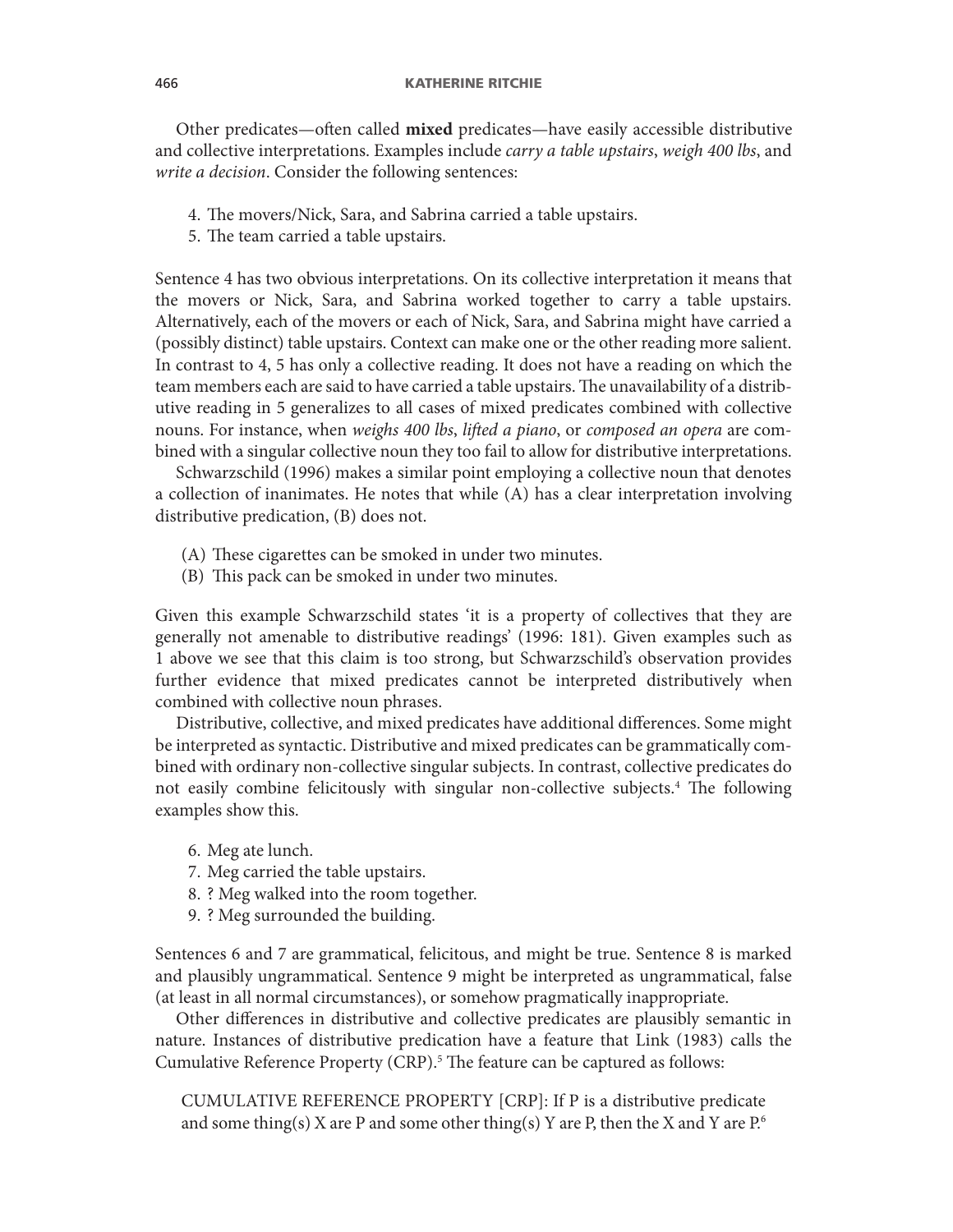Other predicates—often called **mixed** predicates—have easily accessible distributive and collective interpretations. Examples include *carry a table upstairs*, *weigh 400 lbs*, and *write a decision*. Consider the following sentences:

4. The movers/Nick, Sara, and Sabrina carried a table upstairs.
5. The team carried a table upstairs.

Sentence 4 has two obvious interpretations. On its collective interpretation it means that the movers or Nick, Sara, and Sabrina worked together to carry a table upstairs. Alternatively, each of the movers or each of Nick, Sara, and Sabrina might have carried a (possibly distinct) table upstairs. Context can make one or the other reading more salient. In contrast to 4, 5 has only a collective reading. It does not have a reading on which the team members each are said to have carried a table upstairs. The unavailability of a distributive reading in 5 generalizes to all cases of mixed predicates combined with collective nouns. For instance, when *weighs 400 lbs*, *lifted a piano*, or *composed an opera* are combined with a singular collective noun they too fail to allow for distributive interpretations.

Schwarzschild (1996) makes a similar point employing a collective noun that denotes a collection of inanimates. He notes that while (A) has a clear interpretation involving distributive predication, (B) does not.

(A) These cigarettes can be smoked in under two minutes.
(B) This pack can be smoked in under two minutes.

Given this example Schwarzschild states 'it is a property of collectives that they are generally not amenable to distributive readings' (1996: 181). Given examples such as 1 above we see that this claim is too strong, but Schwarzschild's observation provides further evidence that mixed predicates cannot be interpreted distributively when combined with collective noun phrases.

Distributive, collective, and mixed predicates have additional differences. Some might be interpreted as syntactic. Distributive and mixed predicates can be grammatically combined with ordinary non-collective singular subjects. In contrast, collective predicates do not easily combine felicitously with singular non-collective subjects.[4] The following examples show this.

6. Meg ate lunch.
7. Meg carried the table upstairs.
8. ? Meg walked into the room together.
9. ? Meg surrounded the building.

Sentences 6 and 7 are grammatical, felicitous, and might be true. Sentence 8 is marked and plausibly ungrammatical. Sentence 9 might be interpreted as ungrammatical, false (at least in all normal circumstances), or somehow pragmatically inappropriate.

Other differences in distributive and collective predicates are plausibly semantic in nature. Instances of distributive predication have a feature that Link (1983) calls the Cumulative Reference Property (CRP).[5] The feature can be captured as follows:

> CUMULATIVE REFERENCE PROPERTY [CRP]: If P is a distributive predicate and some thing(s) X are P and some other thing(s) Y are P, then the X and Y are P.[6]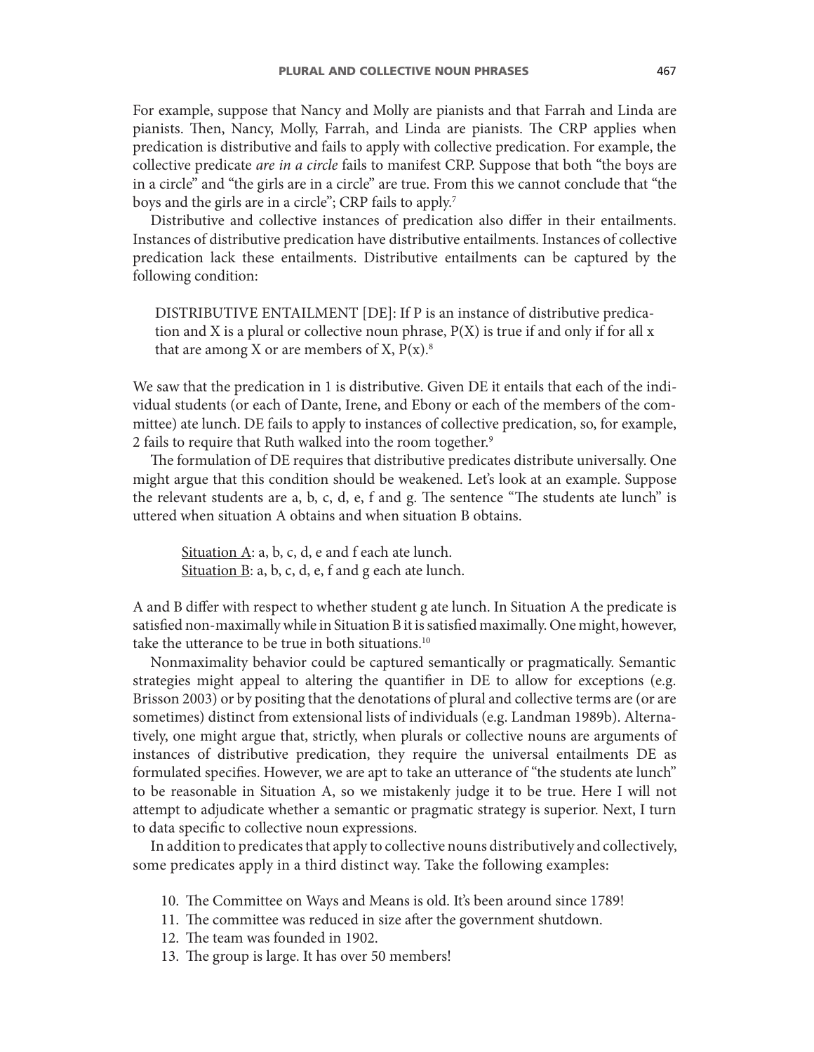For example, suppose that Nancy and Molly are pianists and that Farrah and Linda are pianists. Then, Nancy, Molly, Farrah, and Linda are pianists. The CRP applies when predication is distributive and fails to apply with collective predication. For example, the collective predicate *are in a circle* fails to manifest CRP. Suppose that both "the boys are in a circle" and "the girls are in a circle" are true. From this we cannot conclude that "the boys and the girls are in a circle"; CRP fails to apply.[7]

Distributive and collective instances of predication also differ in their entailments. Instances of distributive predication have distributive entailments. Instances of collective predication lack these entailments. Distributive entailments can be captured by the following condition:

> DISTRIBUTIVE ENTAILMENT [DE]: If P is an instance of distributive predication and X is a plural or collective noun phrase, P(X) is true if and only if for all x that are among X or are members of X, P(x).[8]

We saw that the predication in 1 is distributive. Given DE it entails that each of the individual students (or each of Dante, Irene, and Ebony or each of the members of the committee) ate lunch. DE fails to apply to instances of collective predication, so, for example, 2 fails to require that Ruth walked into the room together.[9]

The formulation of DE requires that distributive predicates distribute universally. One might argue that this condition should be weakened. Let's look at an example. Suppose the relevant students are a, b, c, d, e, f and g. The sentence "The students ate lunch" is uttered when situation A obtains and when situation B obtains.

> <u>Situation A</u>: a, b, c, d, e and f each ate lunch.
> <u>Situation B</u>: a, b, c, d, e, f and g each ate lunch.

A and B differ with respect to whether student g ate lunch. In Situation A the predicate is satisfied non-maximally while in Situation B it is satisfied maximally. One might, however, take the utterance to be true in both situations.[10]

Nonmaximality behavior could be captured semantically or pragmatically. Semantic strategies might appeal to altering the quantifier in DE to allow for exceptions (e.g. Brisson 2003) or by positing that the denotations of plural and collective terms are (or are sometimes) distinct from extensional lists of individuals (e.g. Landman 1989b). Alternatively, one might argue that, strictly, when plurals or collective nouns are arguments of instances of distributive predication, they require the universal entailments DE as formulated specifies. However, we are apt to take an utterance of "the students ate lunch" to be reasonable in Situation A, so we mistakenly judge it to be true. Here I will not attempt to adjudicate whether a semantic or pragmatic strategy is superior. Next, I turn to data specific to collective noun expressions.

In addition to predicates that apply to collective nouns distributively and collectively, some predicates apply in a third distinct way. Take the following examples:

10. The Committee on Ways and Means is old. It's been around since 1789!
11. The committee was reduced in size after the government shutdown.
12. The team was founded in 1902.
13. The group is large. It has over 50 members!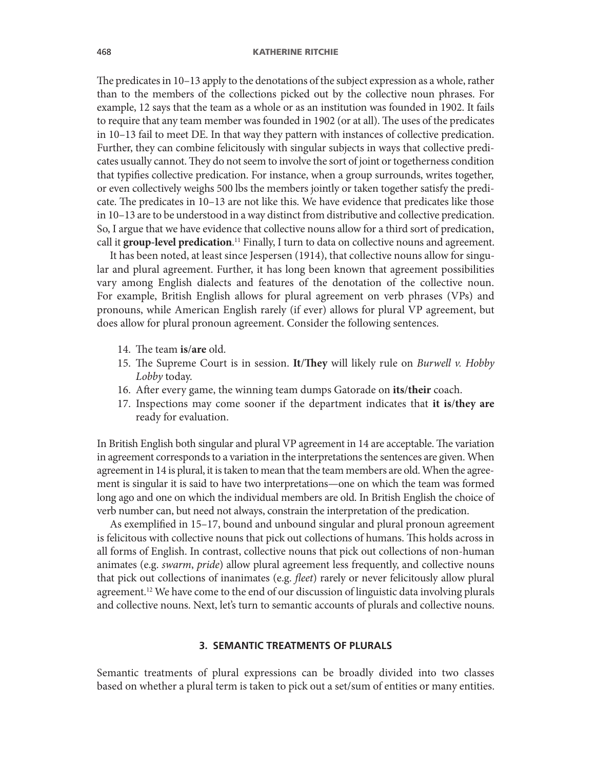The predicates in 10–13 apply to the denotations of the subject expression as a whole, rather than to the members of the collections picked out by the collective noun phrases. For example, 12 says that the team as a whole or as an institution was founded in 1902. It fails to require that any team member was founded in 1902 (or at all). The uses of the predicates in 10–13 fail to meet DE. In that way they pattern with instances of collective predication. Further, they can combine felicitously with singular subjects in ways that collective predicates usually cannot. They do not seem to involve the sort of joint or togetherness condition that typifies collective predication. For instance, when a group surrounds, writes together, or even collectively weighs 500 lbs the members jointly or taken together satisfy the predicate. The predicates in 10–13 are not like this. We have evidence that predicates like those in 10–13 are to be understood in a way distinct from distributive and collective predication. So, I argue that we have evidence that collective nouns allow for a third sort of predication, call it **group-level predication**.[11] Finally, I turn to data on collective nouns and agreement.

It has been noted, at least since Jespersen (1914), that collective nouns allow for singular and plural agreement. Further, it has long been known that agreement possibilities vary among English dialects and features of the denotation of the collective noun. For example, British English allows for plural agreement on verb phrases (VPs) and pronouns, while American English rarely (if ever) allows for plural VP agreement, but does allow for plural pronoun agreement. Consider the following sentences.

14. The team **is/are** old.
15. The Supreme Court is in session. **It/They** will likely rule on *Burwell v. Hobby Lobby* today.
16. After every game, the winning team dumps Gatorade on **its/their** coach.
17. Inspections may come sooner if the department indicates that **it is/they are** ready for evaluation.

In British English both singular and plural VP agreement in 14 are acceptable. The variation in agreement corresponds to a variation in the interpretations the sentences are given. When agreement in 14 is plural, it is taken to mean that the team members are old. When the agreement is singular it is said to have two interpretations—one on which the team was formed long ago and one on which the individual members are old. In British English the choice of verb number can, but need not always, constrain the interpretation of the predication.

As exemplified in 15–17, bound and unbound singular and plural pronoun agreement is felicitous with collective nouns that pick out collections of humans. This holds across in all forms of English. In contrast, collective nouns that pick out collections of non-human animates (e.g. *swarm*, *pride*) allow plural agreement less frequently, and collective nouns that pick out collections of inanimates (e.g. *fleet*) rarely or never felicitously allow plural agreement.[12] We have come to the end of our discussion of linguistic data involving plurals and collective nouns. Next, let's turn to semantic accounts of plurals and collective nouns.

## 3. SEMANTIC TREATMENTS OF PLURALS

Semantic treatments of plural expressions can be broadly divided into two classes based on whether a plural term is taken to pick out a set/sum of entities or many entities.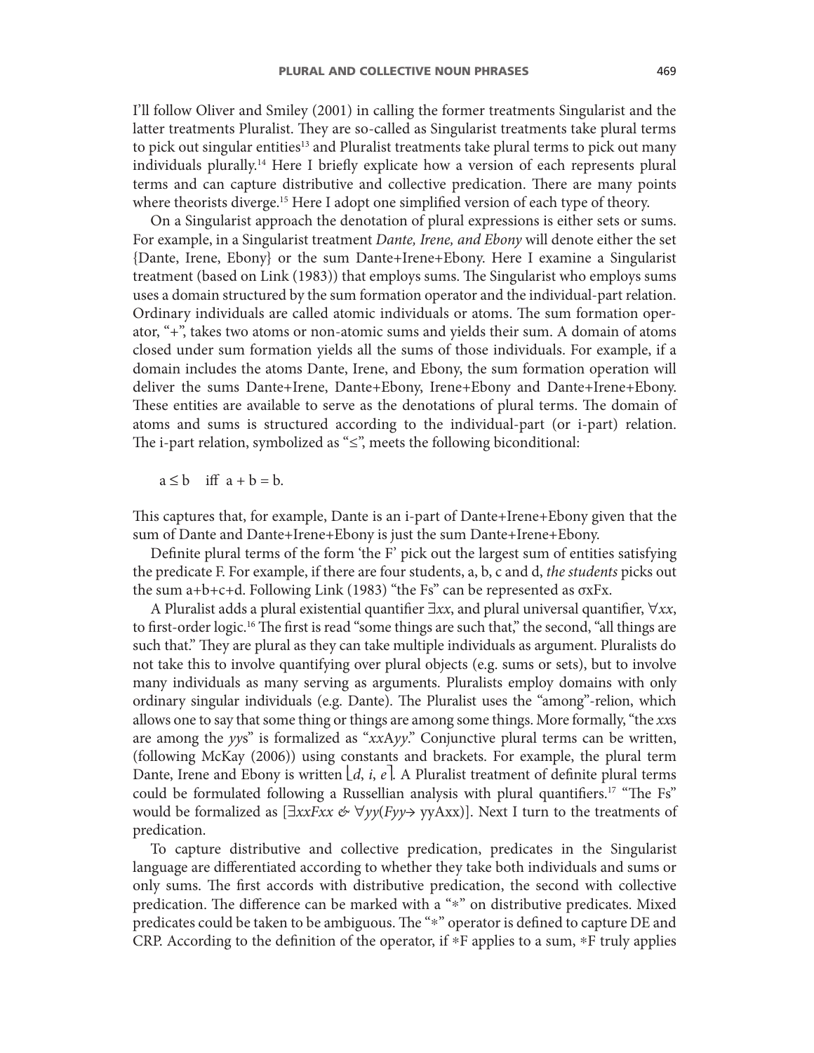I'll follow Oliver and Smiley (2001) in calling the former treatments Singularist and the latter treatments Pluralist. They are so-called as Singularist treatments take plural terms to pick out singular entities[13] and Pluralist treatments take plural terms to pick out many individuals plurally.[14] Here I briefly explicate how a version of each represents plural terms and can capture distributive and collective predication. There are many points where theorists diverge.[15] Here I adopt one simplified version of each type of theory.

On a Singularist approach the denotation of plural expressions is either sets or sums. For example, in a Singularist treatment *Dante, Irene, and Ebony* will denote either the set {Dante, Irene, Ebony} or the sum Dante+Irene+Ebony. Here I examine a Singularist treatment (based on Link (1983)) that employs sums. The Singularist who employs sums uses a domain structured by the sum formation operator and the individual-part relation. Ordinary individuals are called atomic individuals or atoms. The sum formation operator, "+", takes two atoms or non-atomic sums and yields their sum. A domain of atoms closed under sum formation yields all the sums of those individuals. For example, if a domain includes the atoms Dante, Irene, and Ebony, the sum formation operation will deliver the sums Dante+Irene, Dante+Ebony, Irene+Ebony and Dante+Irene+Ebony. These entities are available to serve as the denotations of plural terms. The domain of atoms and sums is structured according to the individual-part (or i-part) relation. The i-part relation, symbolized as "≤", meets the following biconditional:

$$a \leq b \quad \text{iff} \quad a + b = b.$$

This captures that, for example, Dante is an i-part of Dante+Irene+Ebony given that the sum of Dante and Dante+Irene+Ebony is just the sum Dante+Irene+Ebony.

Definite plural terms of the form 'the F' pick out the largest sum of entities satisfying the predicate F. For example, if there are four students, a, b, c and d, *the students* picks out the sum a+b+c+d. Following Link (1983) "the Fs" can be represented as $\sigma x F x$.

A Pluralist adds a plural existential quantifier $\exists xx$, and plural universal quantifier, $\forall xx$, to first-order logic.[16] The first is read "some things are such that," the second, "all things are such that." They are plural as they can take multiple individuals as argument. Pluralists do not take this to involve quantifying over plural objects (e.g. sums or sets), but to involve many individuals as many serving as arguments. Pluralists employ domains with only ordinary singular individuals (e.g. Dante). The Pluralist uses the "among"-relion, which allows one to say that some thing or things are among some things. More formally, "the *xx*s are among the *yy*s" is formalized as "$xxAyy$." Conjunctive plural terms can be written, (following McKay (2006)) using constants and brackets. For example, the plural term Dante, Irene and Ebony is written $\lfloor d, i, e \rceil$. A Pluralist treatment of definite plural terms could be formulated following a Russellian analysis with plural quantifiers.[17] "The Fs" would be formalized as $[\exists xx Fxx \;\&\; \forall yy(Fyy \rightarrow yyAxx)]$. Next I turn to the treatments of predication.

To capture distributive and collective predication, predicates in the Singularist language are differentiated according to whether they take both individuals and sums or only sums. The first accords with distributive predication, the second with collective predication. The difference can be marked with a "∗" on distributive predicates. Mixed predicates could be taken to be ambiguous. The "∗" operator is defined to capture DE and CRP. According to the definition of the operator, if ∗F applies to a sum, ∗F truly applies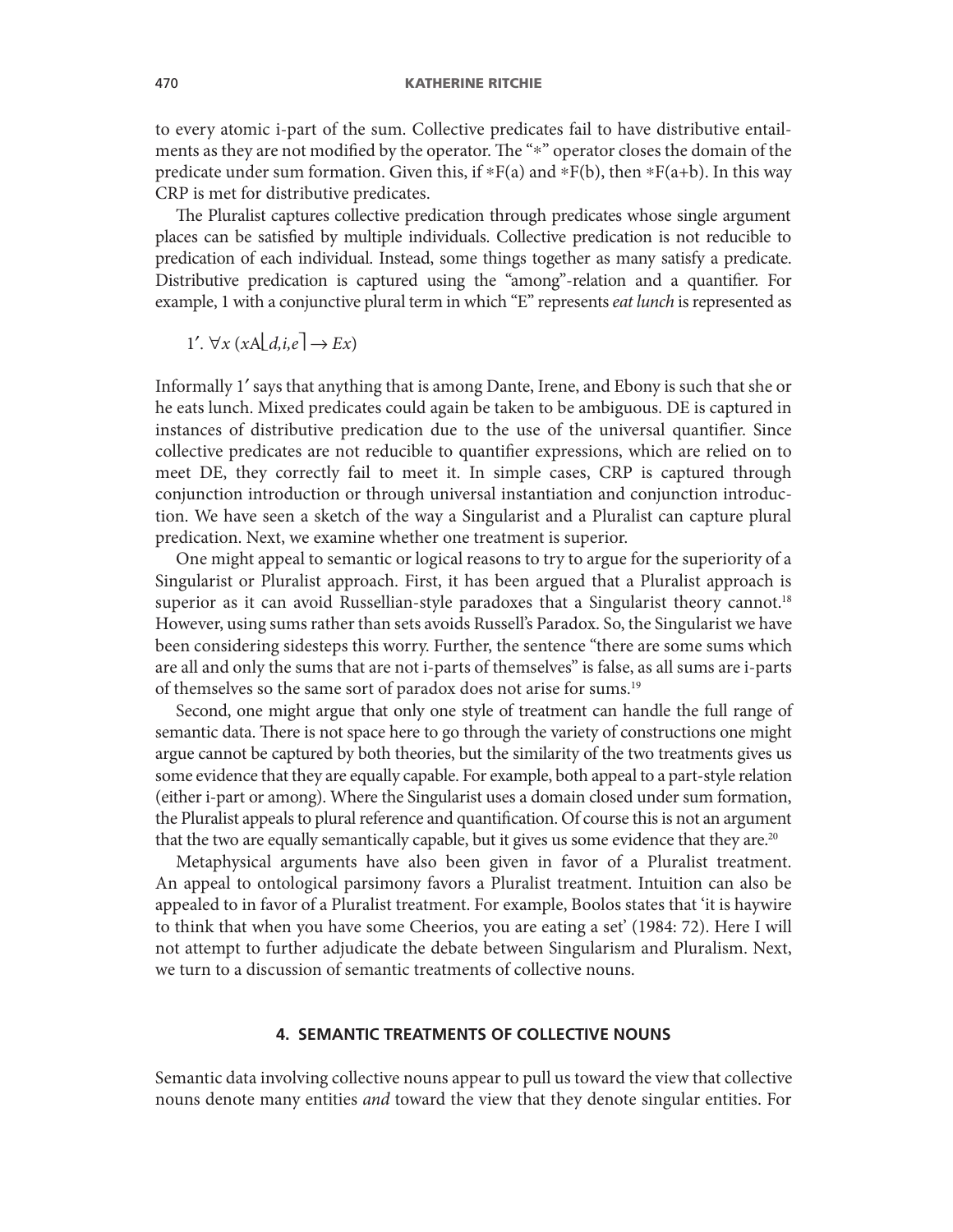to every atomic i-part of the sum. Collective predicates fail to have distributive entailments as they are not modified by the operator. The "*" operator closes the domain of the predicate under sum formation. Given this, if *F(a) and *F(b), then *F(a+b). In this way CRP is met for distributive predicates.

The Pluralist captures collective predication through predicates whose single argument places can be satisfied by multiple individuals. Collective predication is not reducible to predication of each individual. Instead, some things together as many satisfy a predicate. Distributive predication is captured using the "among"-relation and a quantifier. For example, 1 with a conjunctive plural term in which "E" represents *eat lunch* is represented as

1′. $\forall x\,(x\mathrm{A}\lfloor d,i,e \rceil \rightarrow Ex)$

Informally 1′ says that anything that is among Dante, Irene, and Ebony is such that she or he eats lunch. Mixed predicates could again be taken to be ambiguous. DE is captured in instances of distributive predication due to the use of the universal quantifier. Since collective predicates are not reducible to quantifier expressions, which are relied on to meet DE, they correctly fail to meet it. In simple cases, CRP is captured through conjunction introduction or through universal instantiation and conjunction introduction. We have seen a sketch of the way a Singularist and a Pluralist can capture plural predication. Next, we examine whether one treatment is superior.

One might appeal to semantic or logical reasons to try to argue for the superiority of a Singularist or Pluralist approach. First, it has been argued that a Pluralist approach is superior as it can avoid Russellian-style paradoxes that a Singularist theory cannot.[18] However, using sums rather than sets avoids Russell's Paradox. So, the Singularist we have been considering sidesteps this worry. Further, the sentence "there are some sums which are all and only the sums that are not i-parts of themselves" is false, as all sums are i-parts of themselves so the same sort of paradox does not arise for sums.[19]

Second, one might argue that only one style of treatment can handle the full range of semantic data. There is not space here to go through the variety of constructions one might argue cannot be captured by both theories, but the similarity of the two treatments gives us some evidence that they are equally capable. For example, both appeal to a part-style relation (either i-part or among). Where the Singularist uses a domain closed under sum formation, the Pluralist appeals to plural reference and quantification. Of course this is not an argument that the two are equally semantically capable, but it gives us some evidence that they are.[20]

Metaphysical arguments have also been given in favor of a Pluralist treatment. An appeal to ontological parsimony favors a Pluralist treatment. Intuition can also be appealed to in favor of a Pluralist treatment. For example, Boolos states that 'it is haywire to think that when you have some Cheerios, you are eating a set' (1984: 72). Here I will not attempt to further adjudicate the debate between Singularism and Pluralism. Next, we turn to a discussion of semantic treatments of collective nouns.

## 4. SEMANTIC TREATMENTS OF COLLECTIVE NOUNS

Semantic data involving collective nouns appear to pull us toward the view that collective nouns denote many entities *and* toward the view that they denote singular entities. For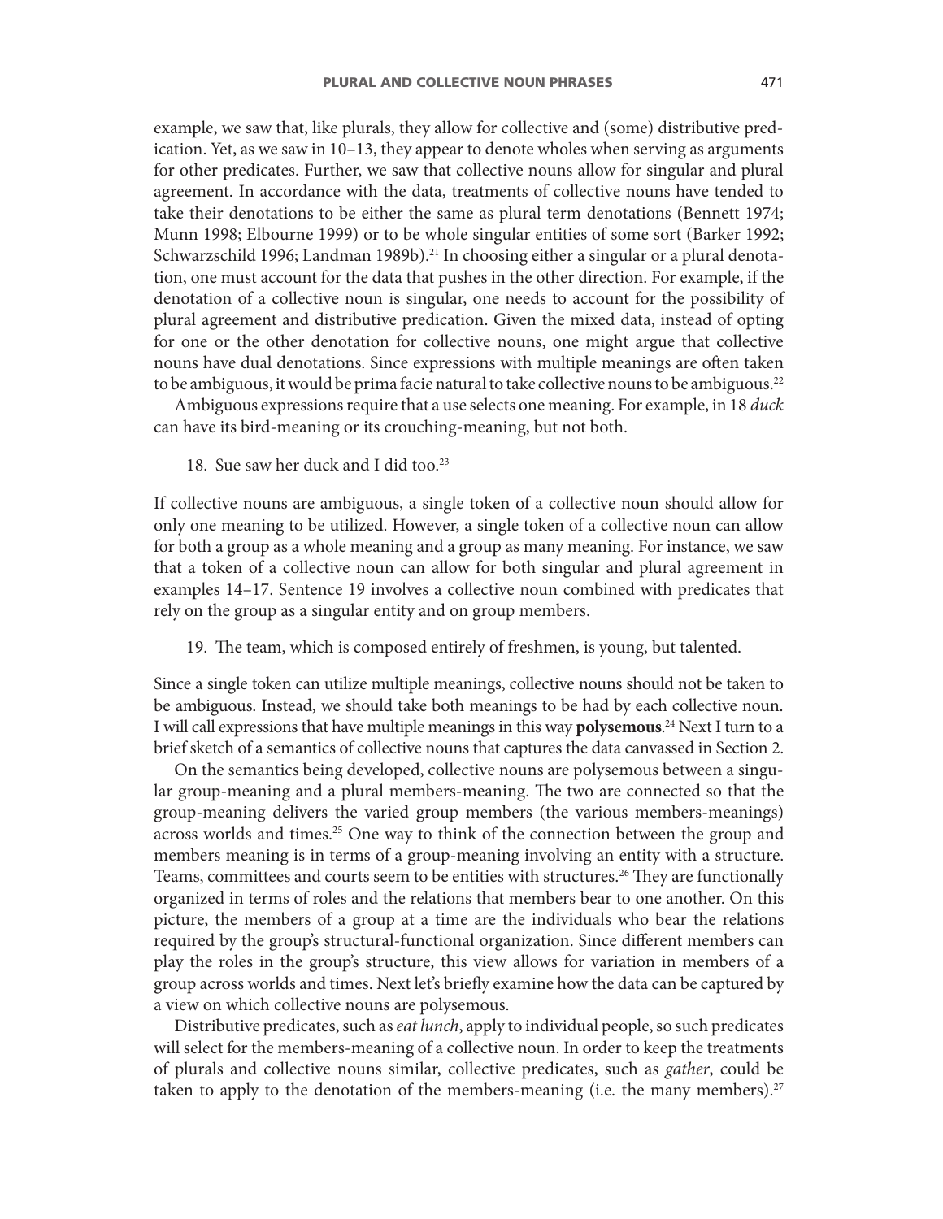example, we saw that, like plurals, they allow for collective and (some) distributive predication. Yet, as we saw in 10–13, they appear to denote wholes when serving as arguments for other predicates. Further, we saw that collective nouns allow for singular and plural agreement. In accordance with the data, treatments of collective nouns have tended to take their denotations to be either the same as plural term denotations (Bennett 1974; Munn 1998; Elbourne 1999) or to be whole singular entities of some sort (Barker 1992; Schwarzschild 1996; Landman 1989b).[21] In choosing either a singular or a plural denotation, one must account for the data that pushes in the other direction. For example, if the denotation of a collective noun is singular, one needs to account for the possibility of plural agreement and distributive predication. Given the mixed data, instead of opting for one or the other denotation for collective nouns, one might argue that collective nouns have dual denotations. Since expressions with multiple meanings are often taken to be ambiguous, it would be prima facie natural to take collective nouns to be ambiguous.[22]

Ambiguous expressions require that a use selects one meaning. For example, in 18 *duck* can have its bird-meaning or its crouching-meaning, but not both.

18. Sue saw her duck and I did too.[23]

If collective nouns are ambiguous, a single token of a collective noun should allow for only one meaning to be utilized. However, a single token of a collective noun can allow for both a group as a whole meaning and a group as many meaning. For instance, we saw that a token of a collective noun can allow for both singular and plural agreement in examples 14–17. Sentence 19 involves a collective noun combined with predicates that rely on the group as a singular entity and on group members.

19. The team, which is composed entirely of freshmen, is young, but talented.

Since a single token can utilize multiple meanings, collective nouns should not be taken to be ambiguous. Instead, we should take both meanings to be had by each collective noun. I will call expressions that have multiple meanings in this way **polysemous**.[24] Next I turn to a brief sketch of a semantics of collective nouns that captures the data canvassed in Section 2.

On the semantics being developed, collective nouns are polysemous between a singular group-meaning and a plural members-meaning. The two are connected so that the group-meaning delivers the varied group members (the various members-meanings) across worlds and times.[25] One way to think of the connection between the group and members meaning is in terms of a group-meaning involving an entity with a structure. Teams, committees and courts seem to be entities with structures.[26] They are functionally organized in terms of roles and the relations that members bear to one another. On this picture, the members of a group at a time are the individuals who bear the relations required by the group's structural-functional organization. Since different members can play the roles in the group's structure, this view allows for variation in members of a group across worlds and times. Next let's briefly examine how the data can be captured by a view on which collective nouns are polysemous.

Distributive predicates, such as *eat lunch*, apply to individual people, so such predicates will select for the members-meaning of a collective noun. In order to keep the treatments of plurals and collective nouns similar, collective predicates, such as *gather*, could be taken to apply to the denotation of the members-meaning (i.e. the many members).[27]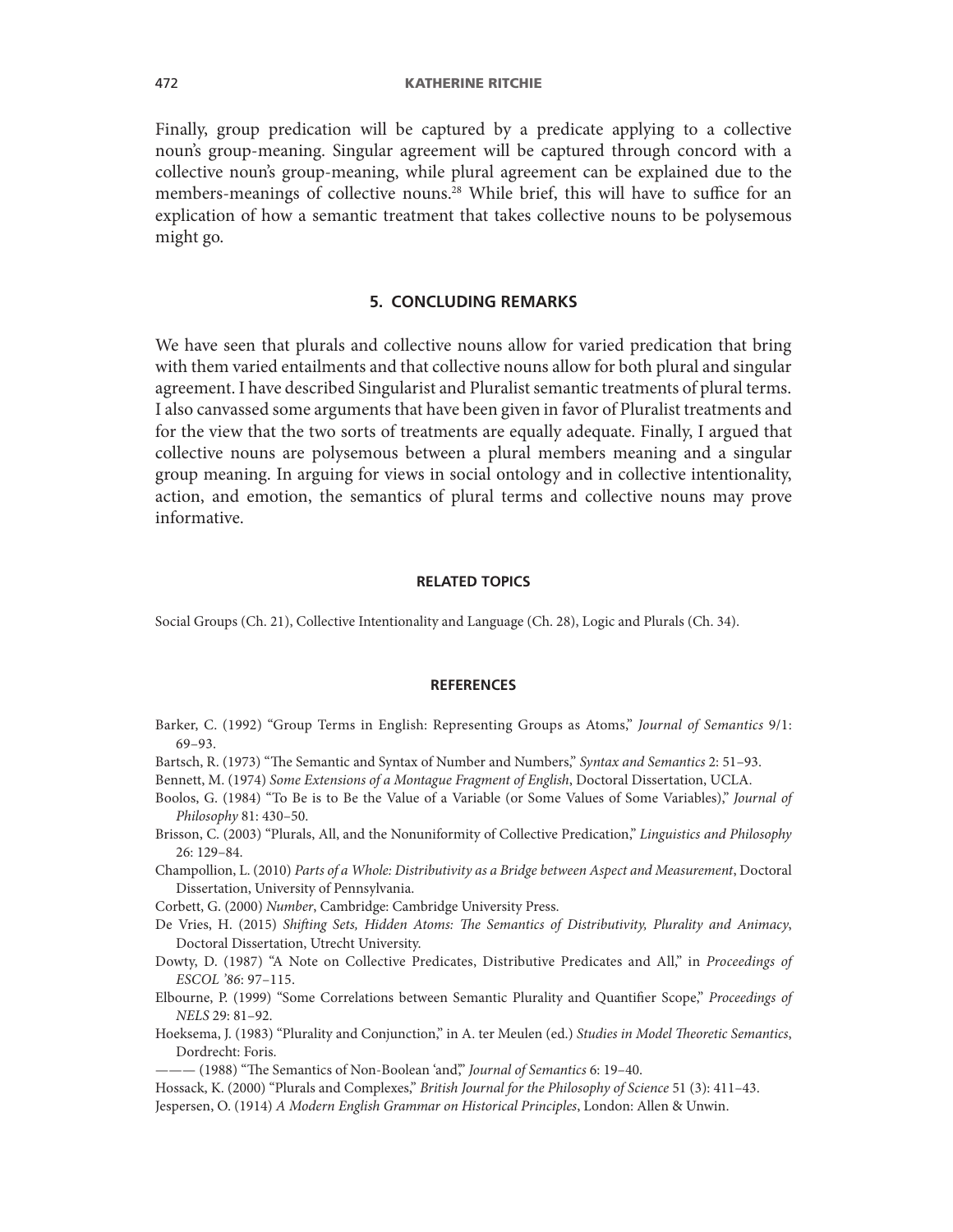Finally, group predication will be captured by a predicate applying to a collective noun's group-meaning. Singular agreement will be captured through concord with a collective noun's group-meaning, while plural agreement can be explained due to the members-meanings of collective nouns.[28] While brief, this will have to suffice for an explication of how a semantic treatment that takes collective nouns to be polysemous might go.

## 5. CONCLUDING REMARKS

We have seen that plurals and collective nouns allow for varied predication that bring with them varied entailments and that collective nouns allow for both plural and singular agreement. I have described Singularist and Pluralist semantic treatments of plural terms. I also canvassed some arguments that have been given in favor of Pluralist treatments and for the view that the two sorts of treatments are equally adequate. Finally, I argued that collective nouns are polysemous between a plural members meaning and a singular group meaning. In arguing for views in social ontology and in collective intentionality, action, and emotion, the semantics of plural terms and collective nouns may prove informative.

### RELATED TOPICS

Social Groups (Ch. 21), Collective Intentionality and Language (Ch. 28), Logic and Plurals (Ch. 34).

### REFERENCES

Barker, C. (1992) "Group Terms in English: Representing Groups as Atoms," *Journal of Semantics* 9/1: 69–93.

Bartsch, R. (1973) "The Semantic and Syntax of Number and Numbers," *Syntax and Semantics* 2: 51–93.

Bennett, M. (1974) *Some Extensions of a Montague Fragment of English*, Doctoral Dissertation, UCLA.

Boolos, G. (1984) "To Be is to Be the Value of a Variable (or Some Values of Some Variables)," *Journal of Philosophy* 81: 430–50.

Brisson, C. (2003) "Plurals, All, and the Nonuniformity of Collective Predication," *Linguistics and Philosophy* 26: 129–84.

Champollion, L. (2010) *Parts of a Whole: Distributivity as a Bridge between Aspect and Measurement*, Doctoral Dissertation, University of Pennsylvania.

Corbett, G. (2000) *Number*, Cambridge: Cambridge University Press.

De Vries, H. (2015) *Shifting Sets, Hidden Atoms: The Semantics of Distributivity, Plurality and Animacy*, Doctoral Dissertation, Utrecht University.

Dowty, D. (1987) "A Note on Collective Predicates, Distributive Predicates and All," in *Proceedings of ESCOL '86*: 97–115.

Elbourne, P. (1999) "Some Correlations between Semantic Plurality and Quantifier Scope," *Proceedings of NELS* 29: 81–92.

Hoeksema, J. (1983) "Plurality and Conjunction," in A. ter Meulen (ed.) *Studies in Model Theoretic Semantics*, Dordrecht: Foris.

——— (1988) "The Semantics of Non-Boolean 'and'," *Journal of Semantics* 6: 19–40.

Hossack, K. (2000) "Plurals and Complexes," *British Journal for the Philosophy of Science* 51 (3): 411–43.

Jespersen, O. (1914) *A Modern English Grammar on Historical Principles*, London: Allen & Unwin.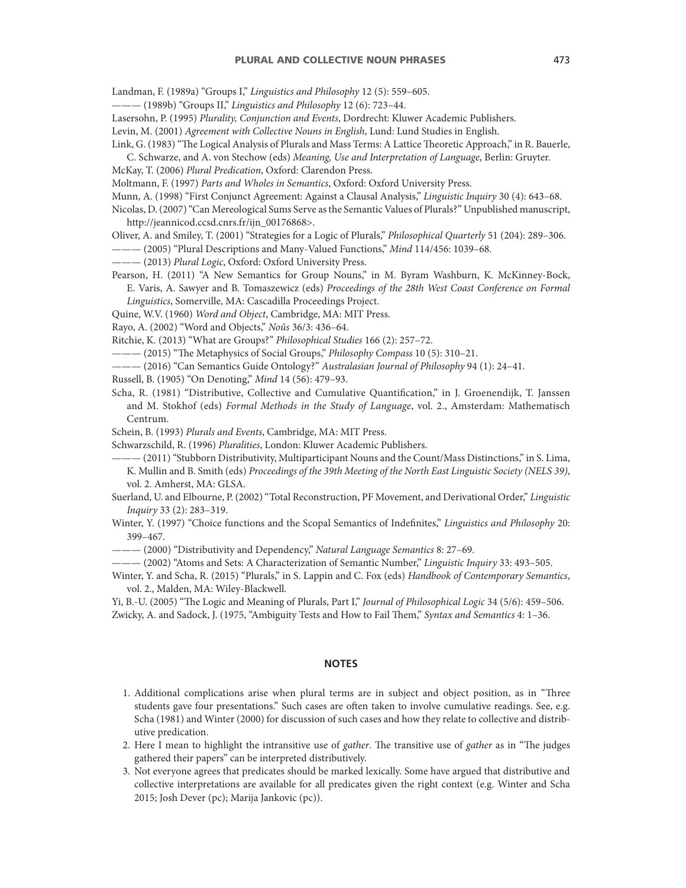Landman, F. (1989a) "Groups I," *Linguistics and Philosophy* 12 (5): 559–605.

——— (1989b) "Groups II," *Linguistics and Philosophy* 12 (6): 723–44.

Lasersohn, P. (1995) *Plurality, Conjunction and Events*, Dordrecht: Kluwer Academic Publishers.

Levin, M. (2001) *Agreement with Collective Nouns in English*, Lund: Lund Studies in English.

Link, G. (1983) "The Logical Analysis of Plurals and Mass Terms: A Lattice Theoretic Approach," in R. Bauerle, C. Schwarze, and A. von Stechow (eds) *Meaning, Use and Interpretation of Language*, Berlin: Gruyter.

McKay, T. (2006) *Plural Predication*, Oxford: Clarendon Press.

Moltmann, F. (1997) *Parts and Wholes in Semantics*, Oxford: Oxford University Press.

Munn, A. (1998) "First Conjunct Agreement: Against a Clausal Analysis," *Linguistic Inquiry* 30 (4): 643–68.

Nicolas, D. (2007) "Can Mereological Sums Serve as the Semantic Values of Plurals?" Unpublished manuscript, http://jeannicod.ccsd.cnrs.fr/ijn_00176868>.

Oliver, A. and Smiley, T. (2001) "Strategies for a Logic of Plurals," *Philosophical Quarterly* 51 (204): 289–306.

——— (2005) "Plural Descriptions and Many-Valued Functions," *Mind* 114/456: 1039–68.

——— (2013) *Plural Logic*, Oxford: Oxford University Press.

Pearson, H. (2011) "A New Semantics for Group Nouns," in M. Byram Washburn, K. McKinney-Bock, E. Varis, A. Sawyer and B. Tomaszewicz (eds) *Proceedings of the 28th West Coast Conference on Formal Linguistics*, Somerville, MA: Cascadilla Proceedings Project.

Quine, W.V. (1960) *Word and Object*, Cambridge, MA: MIT Press.

Rayo, A. (2002) "Word and Objects," *Noûs* 36/3: 436–64.

Ritchie, K. (2013) "What are Groups?" *Philosophical Studies* 166 (2): 257–72.

——— (2015) "The Metaphysics of Social Groups," *Philosophy Compass* 10 (5): 310–21.

——— (2016) "Can Semantics Guide Ontology?" *Australasian Journal of Philosophy* 94 (1): 24–41.

Russell, B. (1905) "On Denoting," *Mind* 14 (56): 479–93.

Scha, R. (1981) "Distributive, Collective and Cumulative Quantification," in J. Groenendijk, T. Janssen and M. Stokhof (eds) *Formal Methods in the Study of Language*, vol. 2., Amsterdam: Mathematisch Centrum.

Schein, B. (1993) *Plurals and Events*, Cambridge, MA: MIT Press.

Schwarzschild, R. (1996) *Pluralities*, London: Kluwer Academic Publishers.

——— (2011) "Stubborn Distributivity, Multiparticipant Nouns and the Count/Mass Distinctions," in S. Lima, K. Mullin and B. Smith (eds) *Proceedings of the 39th Meeting of the North East Linguistic Society (NELS 39)*, vol. 2. Amherst, MA: GLSA.

Suerland, U. and Elbourne, P. (2002) "Total Reconstruction, PF Movement, and Derivational Order," *Linguistic Inquiry* 33 (2): 283–319.

Winter, Y. (1997) "Choice functions and the Scopal Semantics of Indefinites," *Linguistics and Philosophy* 20: 399–467.

——— (2000) "Distributivity and Dependency," *Natural Language Semantics* 8: 27–69.

——— (2002) "Atoms and Sets: A Characterization of Semantic Number," *Linguistic Inquiry* 33: 493–505.

Winter, Y. and Scha, R. (2015) "Plurals," in S. Lappin and C. Fox (eds) *Handbook of Contemporary Semantics*, vol. 2., Malden, MA: Wiley-Blackwell.

Yi, B.-U. (2005) "The Logic and Meaning of Plurals, Part I," *Journal of Philosophical Logic* 34 (5/6): 459–506.

Zwicky, A. and Sadock, J. (1975, "Ambiguity Tests and How to Fail Them," *Syntax and Semantics* 4: 1–36.

## NOTES

1. Additional complications arise when plural terms are in subject and object position, as in "Three students gave four presentations." Such cases are often taken to involve cumulative readings. See, e.g. Scha (1981) and Winter (2000) for discussion of such cases and how they relate to collective and distributive predication.
2. Here I mean to highlight the intransitive use of *gather*. The transitive use of *gather* as in "The judges gathered their papers" can be interpreted distributively.
3. Not everyone agrees that predicates should be marked lexically. Some have argued that distributive and collective interpretations are available for all predicates given the right context (e.g. Winter and Scha 2015; Josh Dever (pc); Marija Jankovic (pc)).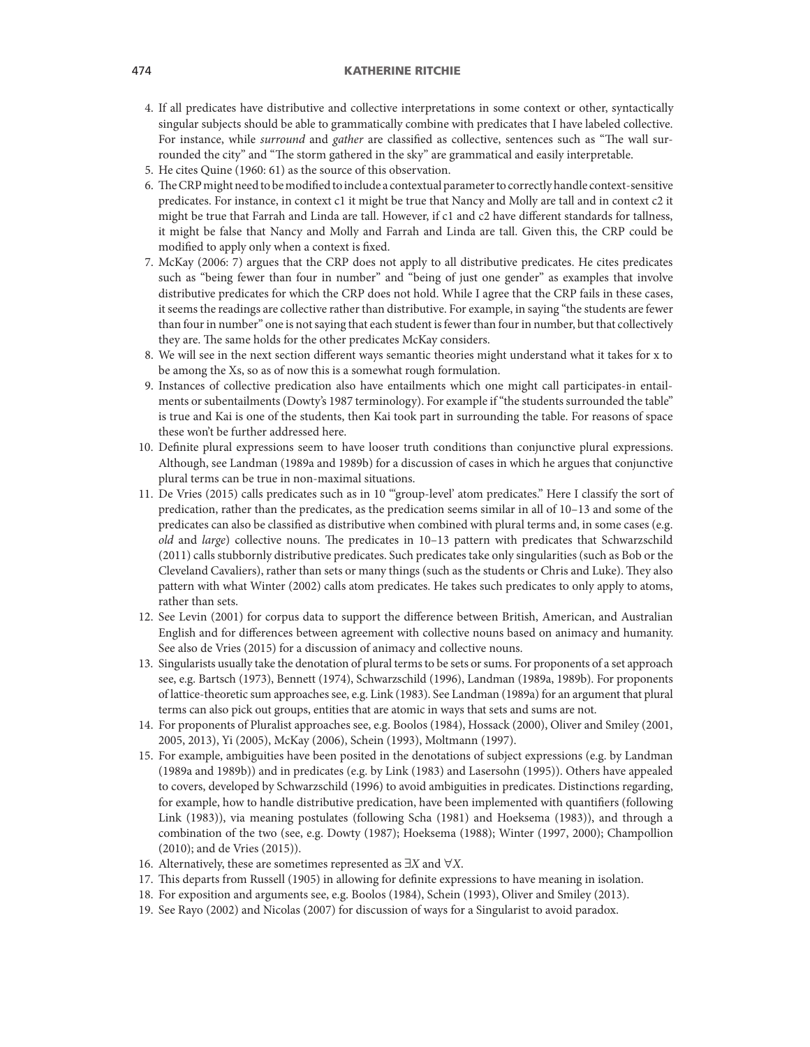4. If all predicates have distributive and collective interpretations in some context or other, syntactically singular subjects should be able to grammatically combine with predicates that I have labeled collective. For instance, while *surround* and *gather* are classified as collective, sentences such as "The wall surrounded the city" and "The storm gathered in the sky" are grammatical and easily interpretable.
5. He cites Quine (1960: 61) as the source of this observation.
6. The CRP might need to be modified to include a contextual parameter to correctly handle context-sensitive predicates. For instance, in context c1 it might be true that Nancy and Molly are tall and in context c2 it might be true that Farrah and Linda are tall. However, if c1 and c2 have different standards for tallness, it might be false that Nancy and Molly and Farrah and Linda are tall. Given this, the CRP could be modified to apply only when a context is fixed.
7. McKay (2006: 7) argues that the CRP does not apply to all distributive predicates. He cites predicates such as "being fewer than four in number" and "being of just one gender" as examples that involve distributive predicates for which the CRP does not hold. While I agree that the CRP fails in these cases, it seems the readings are collective rather than distributive. For example, in saying "the students are fewer than four in number" one is not saying that each student is fewer than four in number, but that collectively they are. The same holds for the other predicates McKay considers.
8. We will see in the next section different ways semantic theories might understand what it takes for x to be among the Xs, so as of now this is a somewhat rough formulation.
9. Instances of collective predication also have entailments which one might call participates-in entailments or subentailments (Dowty's 1987 terminology). For example if "the students surrounded the table" is true and Kai is one of the students, then Kai took part in surrounding the table. For reasons of space these won't be further addressed here.
10. Definite plural expressions seem to have looser truth conditions than conjunctive plural expressions. Although, see Landman (1989a and 1989b) for a discussion of cases in which he argues that conjunctive plural terms can be true in non-maximal situations.
11. De Vries (2015) calls predicates such as in 10 "'group-level' atom predicates." Here I classify the sort of predication, rather than the predicates, as the predication seems similar in all of 10–13 and some of the predicates can also be classified as distributive when combined with plural terms and, in some cases (e.g. *old* and *large*) collective nouns. The predicates in 10–13 pattern with predicates that Schwarzschild (2011) calls stubbornly distributive predicates. Such predicates take only singularities (such as Bob or the Cleveland Cavaliers), rather than sets or many things (such as the students or Chris and Luke). They also pattern with what Winter (2002) calls atom predicates. He takes such predicates to only apply to atoms, rather than sets.
12. See Levin (2001) for corpus data to support the difference between British, American, and Australian English and for differences between agreement with collective nouns based on animacy and humanity. See also de Vries (2015) for a discussion of animacy and collective nouns.
13. Singularists usually take the denotation of plural terms to be sets or sums. For proponents of a set approach see, e.g. Bartsch (1973), Bennett (1974), Schwarzschild (1996), Landman (1989a, 1989b). For proponents of lattice-theoretic sum approaches see, e.g. Link (1983). See Landman (1989a) for an argument that plural terms can also pick out groups, entities that are atomic in ways that sets and sums are not.
14. For proponents of Pluralist approaches see, e.g. Boolos (1984), Hossack (2000), Oliver and Smiley (2001, 2005, 2013), Yi (2005), McKay (2006), Schein (1993), Moltmann (1997).
15. For example, ambiguities have been posited in the denotations of subject expressions (e.g. by Landman (1989a and 1989b)) and in predicates (e.g. by Link (1983) and Lasersohn (1995)). Others have appealed to covers, developed by Schwarzschild (1996) to avoid ambiguities in predicates. Distinctions regarding, for example, how to handle distributive predication, have been implemented with quantifiers (following Link (1983)), via meaning postulates (following Scha (1981) and Hoeksema (1983)), and through a combination of the two (see, e.g. Dowty (1987); Hoeksema (1988); Winter (1997, 2000); Champollion (2010); and de Vries (2015)).
16. Alternatively, these are sometimes represented as $\exists X$ and $\forall X$.
17. This departs from Russell (1905) in allowing for definite expressions to have meaning in isolation.
18. For exposition and arguments see, e.g. Boolos (1984), Schein (1993), Oliver and Smiley (2013).
19. See Rayo (2002) and Nicolas (2007) for discussion of ways for a Singularist to avoid paradox.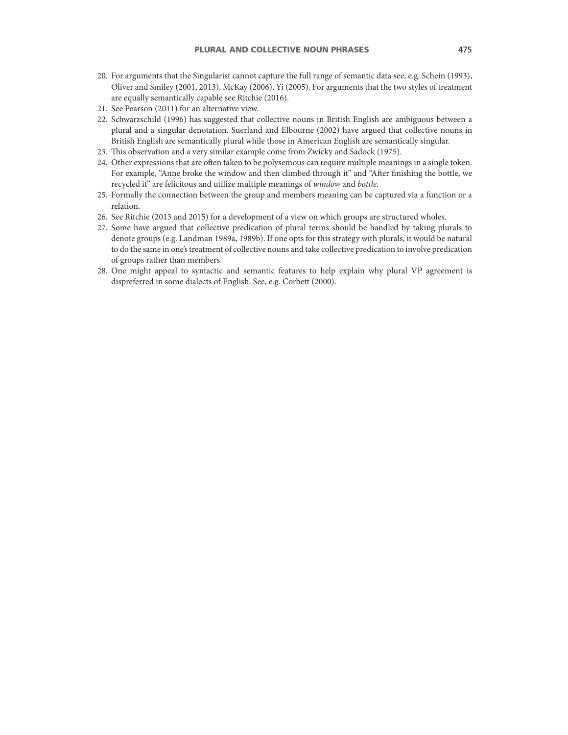20. For arguments that the Singularist cannot capture the full range of semantic data see, e.g. Schein (1993), Oliver and Smiley (2001, 2013), McKay (2006), Yi (2005). For arguments that the two styles of treatment are equally semantically capable see Ritchie (2016).
21. See Pearson (2011) for an alternative view.
22. Schwarzschild (1996) has suggested that collective nouns in British English are ambiguous between a plural and a singular denotation. Suerland and Elbourne (2002) have argued that collective nouns in British English are semantically plural while those in American English are semantically singular.
23. This observation and a very similar example come from Zwicky and Sadock (1975).
24. Other expressions that are often taken to be polysemous can require multiple meanings in a single token. For example, "Anne broke the window and then climbed through it" and "After finishing the bottle, we recycled it" are felicitous and utilize multiple meanings of *window* and *bottle*.
25. Formally the connection between the group and members meaning can be captured via a function or a relation.
26. See Ritchie (2013 and 2015) for a development of a view on which groups are structured wholes.
27. Some have argued that collective predication of plural terms should be handled by taking plurals to denote groups (e.g. Landman 1989a, 1989b). If one opts for this strategy with plurals, it would be natural to do the same in one's treatment of collective nouns and take collective predication to involve predication of groups rather than members.
28. One might appeal to syntactic and semantic features to help explain why plural VP agreement is dispreferred in some dialects of English. See, e.g. Corbett (2000).